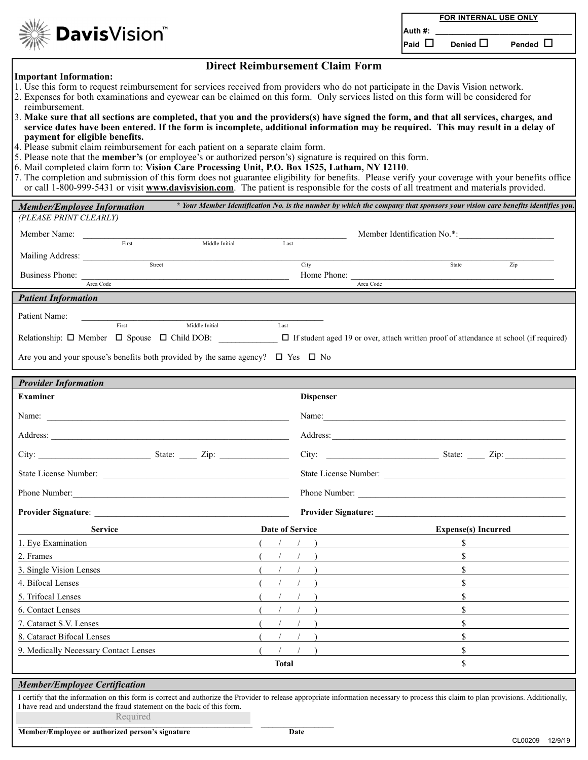DavisVision™

| FOR INTERNAL USE ONLY | | |
|---|---|---|
| Auth #: ______________________ | | |
| Paid ☐ | Denied ☐ | Pended ☐ |

# Direct Reimbursement Claim Form

**Important Information:**

1. Use this form to request reimbursement for services received from providers who do not participate in the Davis Vision network.
2. Expenses for both examinations and eyewear can be claimed on this form. Only services listed on this form will be considered for reimbursement.
3. **Make sure that all sections are completed, that you and the providers(s) have signed the form, and that all services, charges, and service dates have been entered. If the form is incomplete, additional information may be required. This may result in a delay of payment for eligible benefits.**
4. Please submit claim reimbursement for each patient on a separate claim form.
5. Please note that the **member's** (or employee's or authorized person's) signature is required on this form.
6. Mail completed claim form to: **Vision Care Processing Unit, P.O. Box 1525, Latham, NY 12110**.
7. The completion and submission of this form does not guarantee eligibility for benefits. Please verify your coverage with your benefits office or call 1-800-999-5431 or visit **www.davisvision.com**. The patient is responsible for the costs of all treatment and materials provided.

## *Member/Employee Information*

*\* Your Member Identification No. is the number by which the company that sponsors your vision care benefits identifies you.*

*(PLEASE PRINT CLEARLY)*

Member Name: ______________________________________ (First, Middle Initial, Last)    Member Identification No.*: ____________________

Mailing Address: ______________________________________ (Street, City, State, Zip)

Business Phone: ____________________ (Area Code)    Home Phone: ____________________ (Area Code)

## *Patient Information*

Patient Name: ______________________________________ (First, Middle Initial, Last)

Relationship: ☐ Member ☐ Spouse ☐ Child DOB: ____________ ☐ If student aged 19 or over, attach written proof of attendance at school (if required)

Are you and your spouse's benefits both provided by the same agency? ☐ Yes ☐ No

## *Provider Information*

| **Examiner** | **Dispenser** |
|---|---|
| Name: ____________________ | Name: ____________________ |
| Address: ____________________ | Address: ____________________ |
| City: ____________ State: ____ Zip: ________ | City: ____________ State: ____ Zip: ________ |
| State License Number: ____________________ | State License Number: ____________________ |
| Phone Number: ____________________ | Phone Number: ____________________ |
| **Provider Signature**: ____________________ | **Provider Signature:** ____________________ |

| Service | Date of Service | Expense(s) Incurred |
|---|---|---|
| 1. Eye Examination | ( / / ) | $ |
| 2. Frames | ( / / ) | $ |
| 3. Single Vision Lenses | ( / / ) | $ |
| 4. Bifocal Lenses | ( / / ) | $ |
| 5. Trifocal Lenses | ( / / ) | $ |
| 6. Contact Lenses | ( / / ) | $ |
| 7. Cataract S.V. Lenses | ( / / ) | $ |
| 8. Cataract Bifocal Lenses | ( / / ) | $ |
| 9. Medically Necessary Contact Lenses | ( / / ) | $ |
| | **Total** | $ |

## *Member/Employee Certification*

I certify that the information on this form is correct and authorize the Provider to release appropriate information necessary to process this claim to plan provisions. Additionally, I have read and understand the fraud statement on the back of this form.

Required

**Member/Employee or authorized person's signature** ____________________    **Date** ____________

CL00209 12/9/19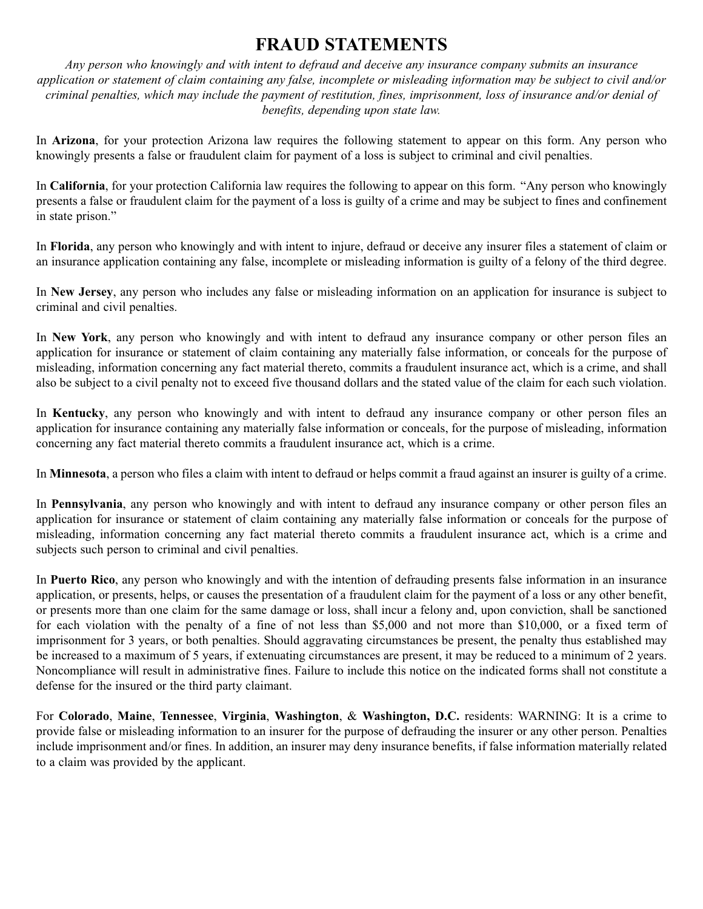# FRAUD STATEMENTS

*Any person who knowingly and with intent to defraud and deceive any insurance company submits an insurance application or statement of claim containing any false, incomplete or misleading information may be subject to civil and/or criminal penalties, which may include the payment of restitution, fines, imprisonment, loss of insurance and/or denial of benefits, depending upon state law.*

In **Arizona**, for your protection Arizona law requires the following statement to appear on this form. Any person who knowingly presents a false or fraudulent claim for payment of a loss is subject to criminal and civil penalties.

In **California**, for your protection California law requires the following to appear on this form. "Any person who knowingly presents a false or fraudulent claim for the payment of a loss is guilty of a crime and may be subject to fines and confinement in state prison."

In **Florida**, any person who knowingly and with intent to injure, defraud or deceive any insurer files a statement of claim or an insurance application containing any false, incomplete or misleading information is guilty of a felony of the third degree.

In **New Jersey**, any person who includes any false or misleading information on an application for insurance is subject to criminal and civil penalties.

In **New York**, any person who knowingly and with intent to defraud any insurance company or other person files an application for insurance or statement of claim containing any materially false information, or conceals for the purpose of misleading, information concerning any fact material thereto, commits a fraudulent insurance act, which is a crime, and shall also be subject to a civil penalty not to exceed five thousand dollars and the stated value of the claim for each such violation.

In **Kentucky**, any person who knowingly and with intent to defraud any insurance company or other person files an application for insurance containing any materially false information or conceals, for the purpose of misleading, information concerning any fact material thereto commits a fraudulent insurance act, which is a crime.

In **Minnesota**, a person who files a claim with intent to defraud or helps commit a fraud against an insurer is guilty of a crime.

In **Pennsylvania**, any person who knowingly and with intent to defraud any insurance company or other person files an application for insurance or statement of claim containing any materially false information or conceals for the purpose of misleading, information concerning any fact material thereto commits a fraudulent insurance act, which is a crime and subjects such person to criminal and civil penalties.

In **Puerto Rico**, any person who knowingly and with the intention of defrauding presents false information in an insurance application, or presents, helps, or causes the presentation of a fraudulent claim for the payment of a loss or any other benefit, or presents more than one claim for the same damage or loss, shall incur a felony and, upon conviction, shall be sanctioned for each violation with the penalty of a fine of not less than $5,000 and not more than $10,000, or a fixed term of imprisonment for 3 years, or both penalties. Should aggravating circumstances be present, the penalty thus established may be increased to a maximum of 5 years, if extenuating circumstances are present, it may be reduced to a minimum of 2 years. Noncompliance will result in administrative fines. Failure to include this notice on the indicated forms shall not constitute a defense for the insured or the third party claimant.

For **Colorado**, **Maine**, **Tennessee**, **Virginia**, **Washington**, & **Washington, D.C.** residents: WARNING: It is a crime to provide false or misleading information to an insurer for the purpose of defrauding the insurer or any other person. Penalties include imprisonment and/or fines. In addition, an insurer may deny insurance benefits, if false information materially related to a claim was provided by the applicant.